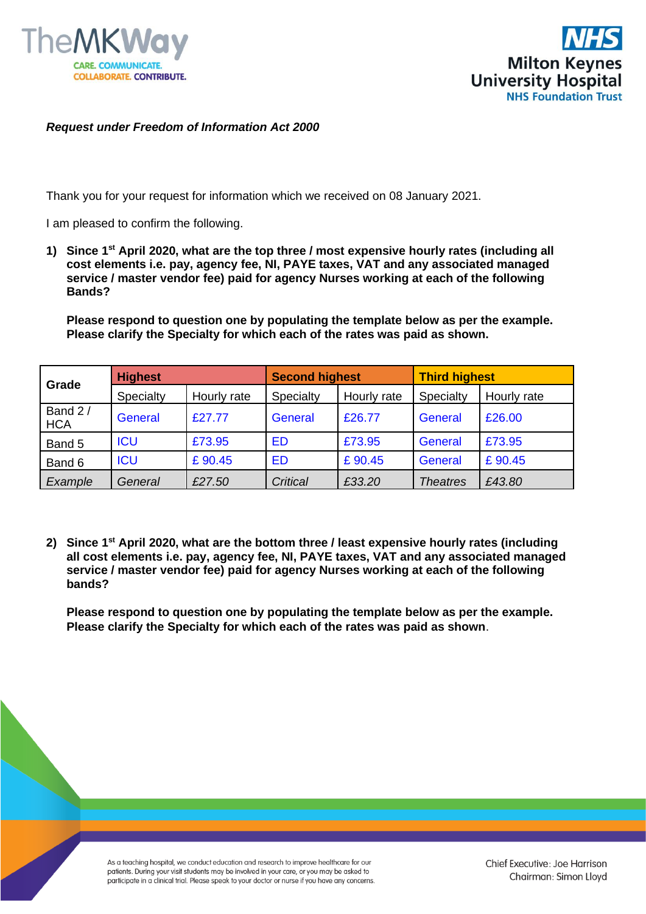*Request under Freedom of Information Act 2000*

Thank you for your request for information which we received on 08 January 2021.

I am pleased to confirm the following.

1) **Since 1st April 2020, what are the top three / most expensive hourly rates (including all cost elements i.e. pay, agency fee, NI, PAYE taxes, VAT and any associated managed service / master vendor fee) paid for agency Nurses working at each of the following Bands?**

   **Please respond to question one by populating the template below as per the example. Please clarify the Specialty for which each of the rates was paid as shown.**

| Grade | Highest | | Second highest | | Third highest | |
|---|---|---|---|---|---|---|
| | Specialty | Hourly rate | Specialty | Hourly rate | Specialty | Hourly rate |
| Band 2 / HCA | General | £27.77 | General | £26.77 | General | £26.00 |
| Band 5 | ICU | £73.95 | ED | £73.95 | General | £73.95 |
| Band 6 | ICU | £ 90.45 | ED | £ 90.45 | General | £ 90.45 |
| *Example* | *General* | *£27.50* | *Critical* | *£33.20* | *Theatres* | *£43.80* |

2) **Since 1st April 2020, what are the bottom three / least expensive hourly rates (including all cost elements i.e. pay, agency fee, NI, PAYE taxes, VAT and any associated managed service / master vendor fee) paid for agency Nurses working at each of the following bands?**

   **Please respond to question one by populating the template below as per the example. Please clarify the Specialty for which each of the rates was paid as shown**.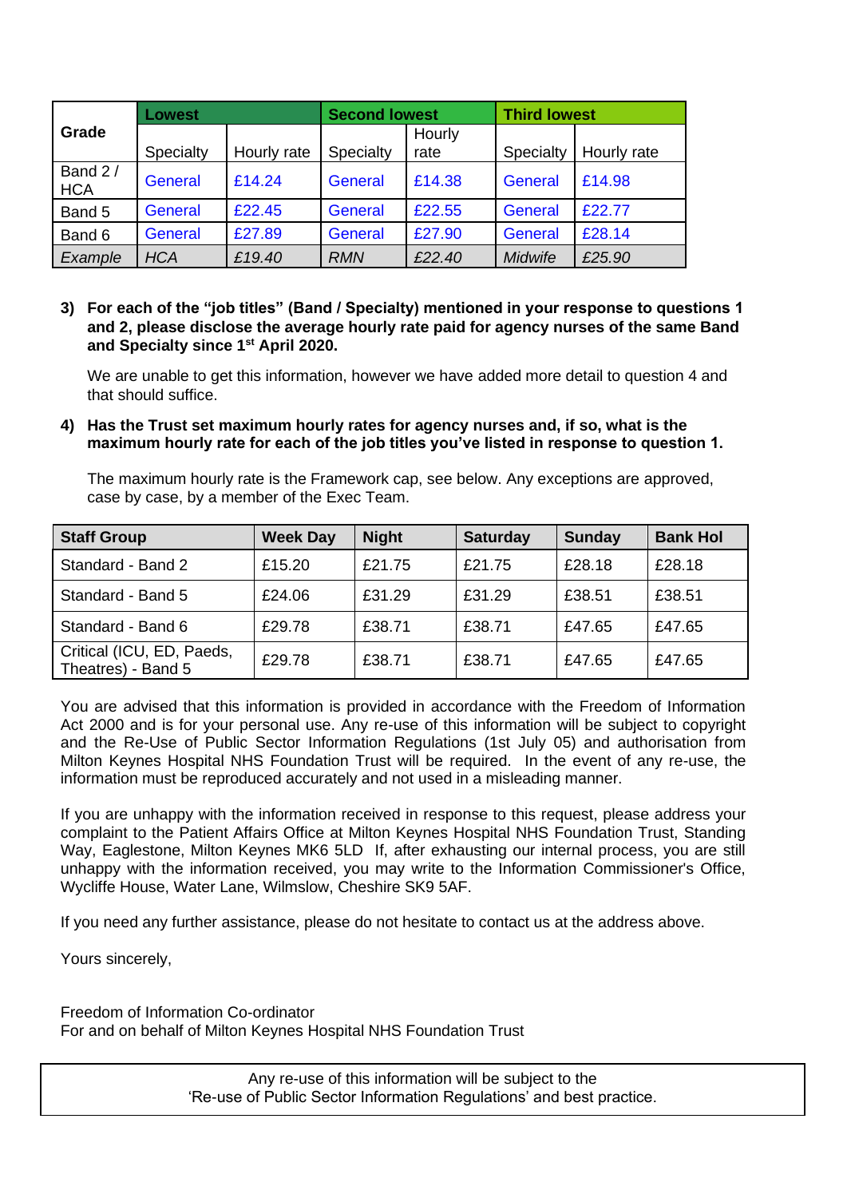| Grade | Lowest | | Second lowest | | Third lowest | |
|---|---|---|---|---|---|---|
| | Specialty | Hourly rate | Specialty | Hourly rate | Specialty | Hourly rate |
| Band 2 / HCA | General | £14.24 | General | £14.38 | General | £14.98 |
| Band 5 | General | £22.45 | General | £22.55 | General | £22.77 |
| Band 6 | General | £27.89 | General | £27.90 | General | £28.14 |
| *Example* | *HCA* | *£19.40* | *RMN* | *£22.40* | *Midwife* | *£25.90* |

3) **For each of the "job titles" (Band / Specialty) mentioned in your response to questions 1 and 2, please disclose the average hourly rate paid for agency nurses of the same Band and Specialty since 1st April 2020.**

   We are unable to get this information, however we have added more detail to question 4 and that should suffice.

4) **Has the Trust set maximum hourly rates for agency nurses and, if so, what is the maximum hourly rate for each of the job titles you've listed in response to question 1.**

   The maximum hourly rate is the Framework cap, see below. Any exceptions are approved, case by case, by a member of the Exec Team.

| Staff Group | Week Day | Night | Saturday | Sunday | Bank Hol |
|---|---|---|---|---|---|
| Standard - Band 2 | £15.20 | £21.75 | £21.75 | £28.18 | £28.18 |
| Standard - Band 5 | £24.06 | £31.29 | £31.29 | £38.51 | £38.51 |
| Standard - Band 6 | £29.78 | £38.71 | £38.71 | £47.65 | £47.65 |
| Critical (ICU, ED, Paeds, Theatres) - Band 5 | £29.78 | £38.71 | £38.71 | £47.65 | £47.65 |

You are advised that this information is provided in accordance with the Freedom of Information Act 2000 and is for your personal use. Any re-use of this information will be subject to copyright and the Re-Use of Public Sector Information Regulations (1st July 05) and authorisation from Milton Keynes Hospital NHS Foundation Trust will be required. In the event of any re-use, the information must be reproduced accurately and not used in a misleading manner.

If you are unhappy with the information received in response to this request, please address your complaint to the Patient Affairs Office at Milton Keynes Hospital NHS Foundation Trust, Standing Way, Eaglestone, Milton Keynes MK6 5LD If, after exhausting our internal process, you are still unhappy with the information received, you may write to the Information Commissioner's Office, Wycliffe House, Water Lane, Wilmslow, Cheshire SK9 5AF.

If you need any further assistance, please do not hesitate to contact us at the address above.

Yours sincerely,

Freedom of Information Co-ordinator
For and on behalf of Milton Keynes Hospital NHS Foundation Trust

Any re-use of this information will be subject to the 'Re-use of Public Sector Information Regulations' and best practice.